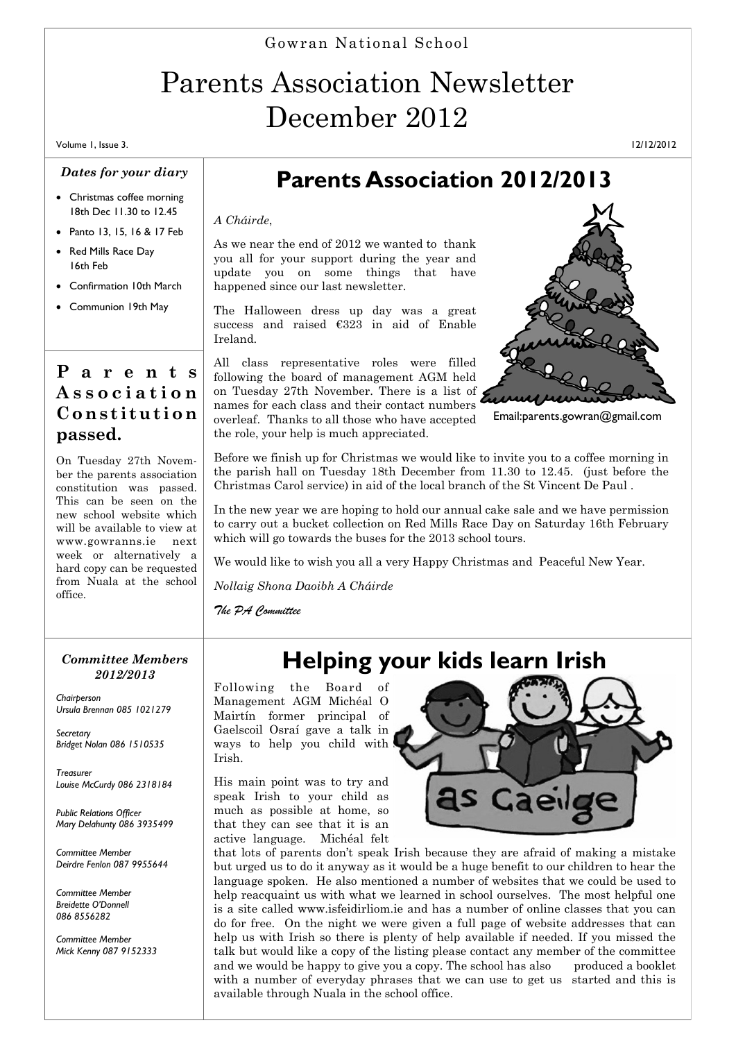Gowran National School

# Parents Association Newsletter December 2012

Volume 1, Issue 3. 12/12/2012

*Dates for your diary*

- Christmas coffee morning 18th Dec 11.30 to 12.45
- Panto 13, 15, 16 & 17 Feb
- Red Mills Race Day 16th Feb
- Confirmation 10th March
- Communion 19th May

## Parents Association Constitution passed.

On Tuesday 27th November the parents association constitution was passed. This can be seen on the new school website which will be available to view at www.gowranns.ie next week or alternatively a hard copy can be requested from Nuala at the school office.

*Committee Members 2012/2013*

*Chairperson*
*Ursula Brennan 085 1021279*

*Secretary*
*Bridget Nolan 086 1510535*

*Treasurer*
*Louise McCurdy 086 2318184*

*Public Relations Officer*
*Mary Delahunty 086 3935499*

*Committee Member*
*Deirdre Fenlon 087 9955644*

*Committee Member*
*Breidette O'Donnell*
*086 8556282*

*Committee Member*
*Mick Kenny 087 9152333*

## Parents Association 2012/2013

*A Cháirde*,

As we near the end of 2012 we wanted to thank you all for your support during the year and update you on some things that have happened since our last newsletter.

The Halloween dress up day was a great success and raised €323 in aid of Enable Ireland.

All class representative roles were filled following the board of management AGM held on Tuesday 27th November. There is a list of names for each class and their contact numbers overleaf. Thanks to all those who have accepted the role, your help is much appreciated.

Email:parents.gowran@gmail.com

Before we finish up for Christmas we would like to invite you to a coffee morning in the parish hall on Tuesday 18th December from 11.30 to 12.45. (just before the Christmas Carol service) in aid of the local branch of the St Vincent De Paul .

In the new year we are hoping to hold our annual cake sale and we have permission to carry out a bucket collection on Red Mills Race Day on Saturday 16th February which will go towards the buses for the 2013 school tours.

We would like to wish you all a very Happy Christmas and Peaceful New Year.

*Nollaig Shona Daoibh A Cháirde*

*The PA Committee*

## Helping your kids learn Irish

Following the Board of Management AGM Michéal O Mairtín former principal of Gaelscoil Osraí gave a talk in ways to help you child with Irish.

His main point was to try and speak Irish to your child as much as possible at home, so that they can see that it is an active language. Michéal felt that lots of parents don't speak Irish because they are afraid of making a mistake but urged us to do it anyway as it would be a huge benefit to our children to hear the language spoken. He also mentioned a number of websites that we could be used to help reacquaint us with what we learned in school ourselves. The most helpful one is a site called www.isfeidirliom.ie and has a number of online classes that you can do for free. On the night we were given a full page of website addresses that can help us with Irish so there is plenty of help available if needed. If you missed the talk but would like a copy of the listing please contact any member of the committee and we would be happy to give you a copy. The school has also produced a booklet with a number of everyday phrases that we can use to get us started and this is available through Nuala in the school office.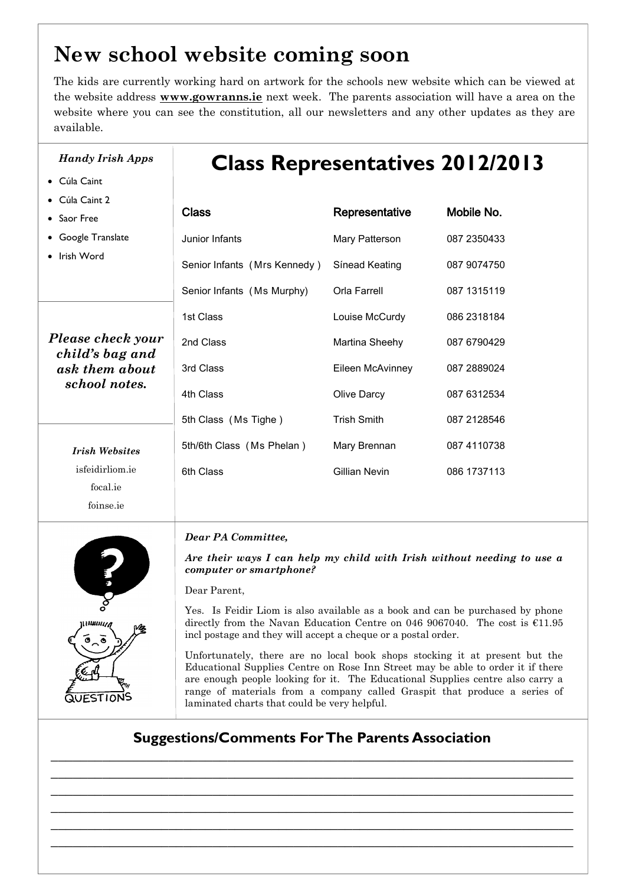# New school website coming soon

The kids are currently working hard on artwork for the schools new website which can be viewed at the website address **www.gowranns.ie** next week. The parents association will have a area on the website where you can see the constitution, all our newsletters and any other updates as they are available.

*Handy Irish Apps*

- Cúla Caint
- Cúla Caint 2
- Saor Free
- Google Translate
- Irish Word

***Please check your child's bag and ask them about school notes.***

*Irish Websites*

isfeidirliom.ie

focal.ie

foinse.ie

# Class Representatives 2012/2013

| Class | Representative | Mobile No. |
|---|---|---|
| Junior Infants | Mary Patterson | 087 2350433 |
| Senior Infants (Mrs Kennedy) | Sínead Keating | 087 9074750 |
| Senior Infants (Ms Murphy) | Orla Farrell | 087 1315119 |
| 1st Class | Louise McCurdy | 086 2318184 |
| 2nd Class | Martina Sheehy | 087 6790429 |
| 3rd Class | Eileen McAvinney | 087 2889024 |
| 4th Class | Olive Darcy | 087 6312534 |
| 5th Class (Ms Tighe) | Trish Smith | 087 2128546 |
| 5th/6th Class (Ms Phelan) | Mary Brennan | 087 4110738 |
| 6th Class | Gillian Nevin | 086 1737113 |

***Dear PA Committee,***

***Are their ways I can help my child with Irish without needing to use a computer or smartphone?***

Dear Parent,

Yes. Is Feidir Liom is also available as a book and can be purchased by phone directly from the Navan Education Centre on 046 9067040. The cost is €11.95 incl postage and they will accept a cheque or a postal order.

Unfortunately, there are no local book shops stocking it at present but the Educational Supplies Centre on Rose Inn Street may be able to order it if there are enough people looking for it. The Educational Supplies centre also carry a range of materials from a company called Graspit that produce a series of laminated charts that could be very helpful.

## Suggestions/Comments For The Parents Association

______________________________________________________________________

______________________________________________________________________

______________________________________________________________________

______________________________________________________________________

______________________________________________________________________

______________________________________________________________________